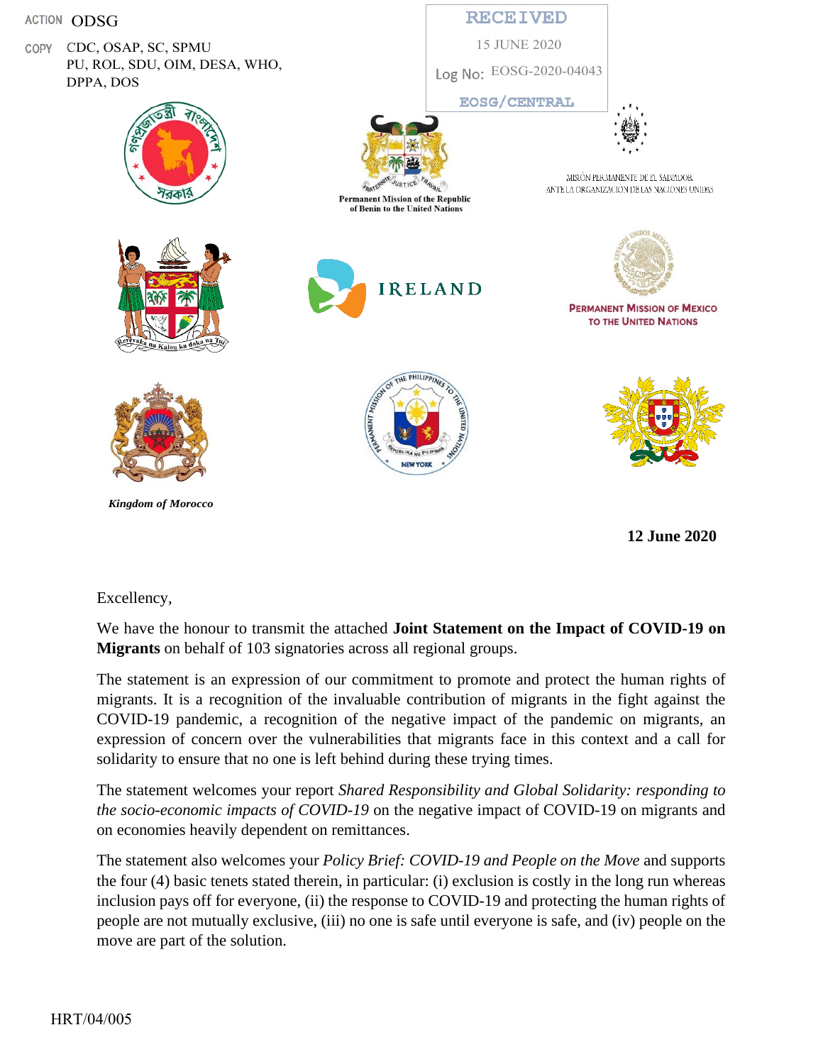ACTION ODSG

COPY CDC, OSAP, SC, SPMU
PU, ROL, SDU, OIM, DESA, WHO,
DPPA, DOS

RECEIVED
15 JUNE 2020
Log No: EOSG-2020-04043
EOSG/CENTRAL

Permanent Mission of the Republic of Benin to the United Nations

MISIÓN PERMANENTE DE EL SALVADOR ANTE LA ORGANIZACIÓN DE LAS NACIONES UNIDAS

IRELAND

PERMANENT MISSION OF MEXICO TO THE UNITED NATIONS

*Kingdom of Morocco*

**12 June 2020**

Excellency,

We have the honour to transmit the attached **Joint Statement on the Impact of COVID-19 on Migrants** on behalf of 103 signatories across all regional groups.

The statement is an expression of our commitment to promote and protect the human rights of migrants. It is a recognition of the invaluable contribution of migrants in the fight against the COVID-19 pandemic, a recognition of the negative impact of the pandemic on migrants, an expression of concern over the vulnerabilities that migrants face in this context and a call for solidarity to ensure that no one is left behind during these trying times.

The statement welcomes your report *Shared Responsibility and Global Solidarity: responding to the socio-economic impacts of COVID-19* on the negative impact of COVID-19 on migrants and on economies heavily dependent on remittances.

The statement also welcomes your *Policy Brief: COVID-19 and People on the Move* and supports the four (4) basic tenets stated therein, in particular: (i) exclusion is costly in the long run whereas inclusion pays off for everyone, (ii) the response to COVID-19 and protecting the human rights of people are not mutually exclusive, (iii) no one is safe until everyone is safe, and (iv) people on the move are part of the solution.

HRT/04/005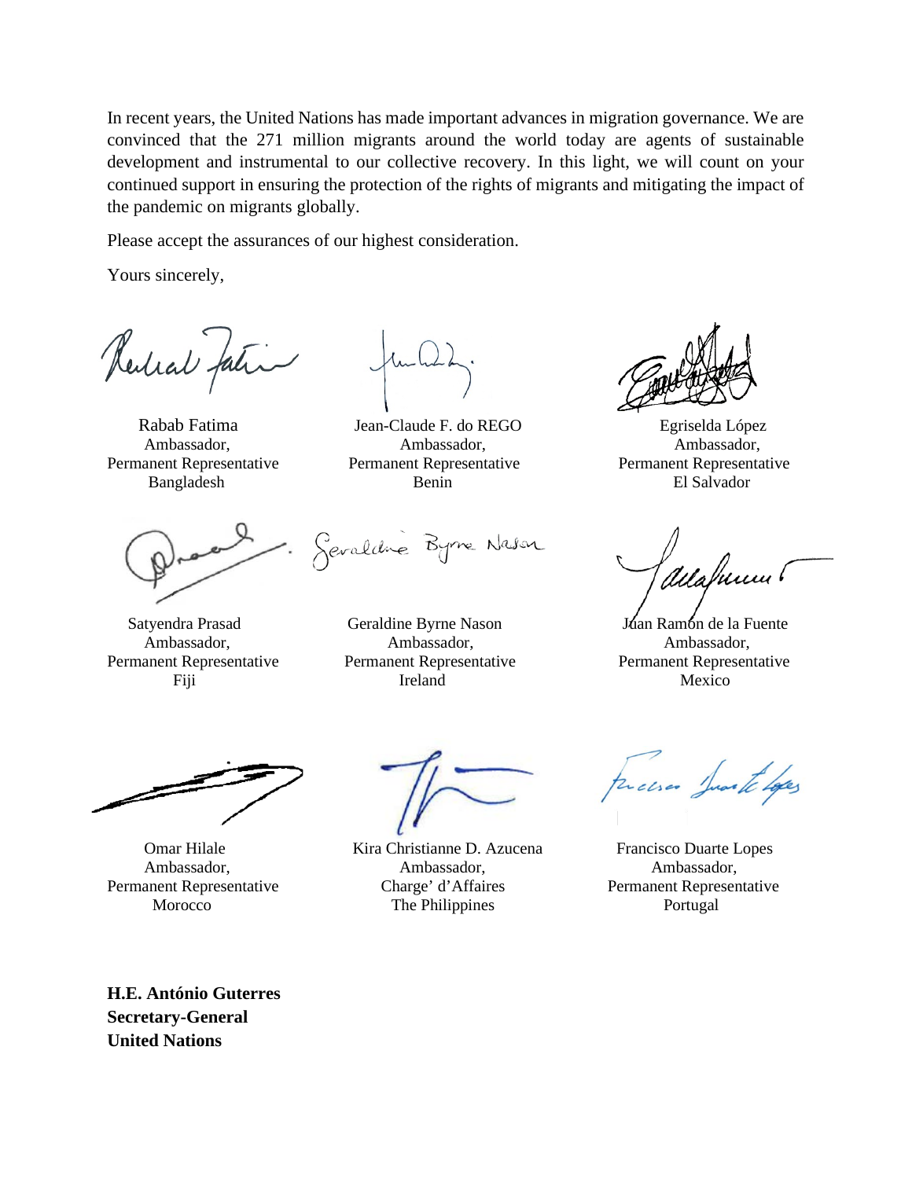In recent years, the United Nations has made important advances in migration governance. We are convinced that the 271 million migrants around the world today are agents of sustainable development and instrumental to our collective recovery. In this light, we will count on your continued support in ensuring the protection of the rights of migrants and mitigating the impact of the pandemic on migrants globally.

Please accept the assurances of our highest consideration.

Yours sincerely,

Rabab Fatima
Ambassador,
Permanent Representative
Bangladesh

Jean-Claude F. do REGO
Ambassador,
Permanent Representative
Benin

Egriselda López
Ambassador,
Permanent Representative
El Salvador

Satyendra Prasad
Ambassador,
Permanent Representative
Fiji

Geraldine Byrne Nason
Ambassador,
Permanent Representative
Ireland

Juan Ramón de la Fuente
Ambassador,
Permanent Representative
Mexico

Omar Hilale
Ambassador,
Permanent Representative
Morocco

Kira Christianne D. Azucena
Ambassador,
Charge' d'Affaires
The Philippines

Francisco Duarte Lopes
Ambassador,
Permanent Representative
Portugal

**H.E. António Guterres**
**Secretary-General**
**United Nations**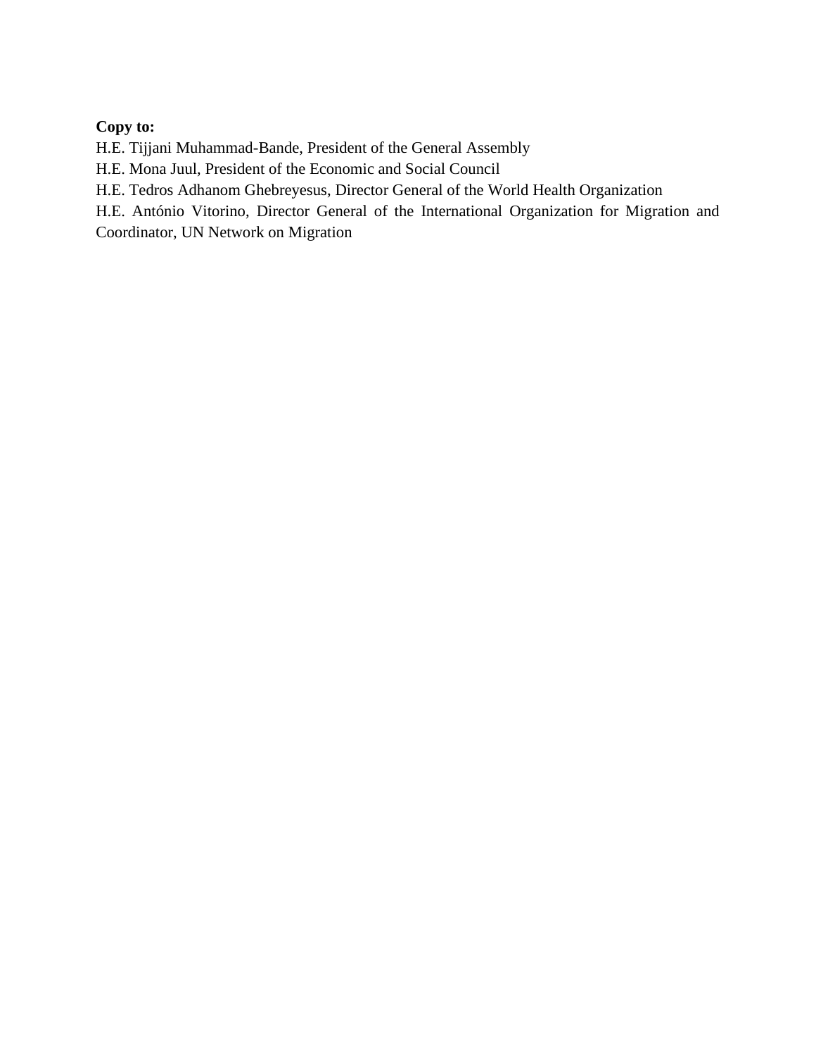**Copy to:**

H.E. Tijjani Muhammad-Bande, President of the General Assembly

H.E. Mona Juul, President of the Economic and Social Council

H.E. Tedros Adhanom Ghebreyesus, Director General of the World Health Organization

H.E. António Vitorino, Director General of the International Organization for Migration and Coordinator, UN Network on Migration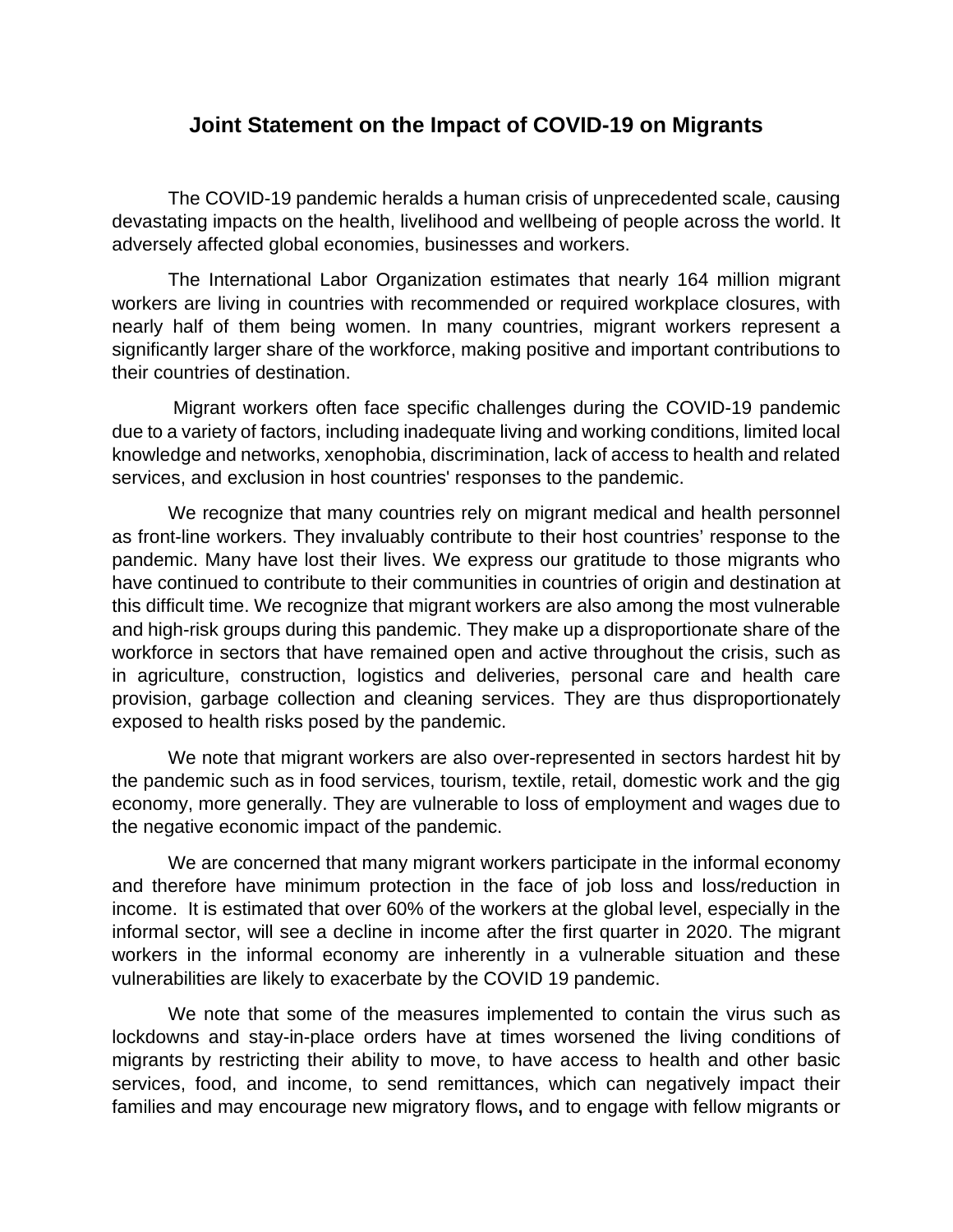# Joint Statement on the Impact of COVID-19 on Migrants

The COVID-19 pandemic heralds a human crisis of unprecedented scale, causing devastating impacts on the health, livelihood and wellbeing of people across the world. It adversely affected global economies, businesses and workers.

The International Labor Organization estimates that nearly 164 million migrant workers are living in countries with recommended or required workplace closures, with nearly half of them being women. In many countries, migrant workers represent a significantly larger share of the workforce, making positive and important contributions to their countries of destination.

Migrant workers often face specific challenges during the COVID-19 pandemic due to a variety of factors, including inadequate living and working conditions, limited local knowledge and networks, xenophobia, discrimination, lack of access to health and related services, and exclusion in host countries' responses to the pandemic.

We recognize that many countries rely on migrant medical and health personnel as front-line workers. They invaluably contribute to their host countries' response to the pandemic. Many have lost their lives. We express our gratitude to those migrants who have continued to contribute to their communities in countries of origin and destination at this difficult time. We recognize that migrant workers are also among the most vulnerable and high-risk groups during this pandemic. They make up a disproportionate share of the workforce in sectors that have remained open and active throughout the crisis, such as in agriculture, construction, logistics and deliveries, personal care and health care provision, garbage collection and cleaning services. They are thus disproportionately exposed to health risks posed by the pandemic.

We note that migrant workers are also over-represented in sectors hardest hit by the pandemic such as in food services, tourism, textile, retail, domestic work and the gig economy, more generally. They are vulnerable to loss of employment and wages due to the negative economic impact of the pandemic.

We are concerned that many migrant workers participate in the informal economy and therefore have minimum protection in the face of job loss and loss/reduction in income. It is estimated that over 60% of the workers at the global level, especially in the informal sector, will see a decline in income after the first quarter in 2020. The migrant workers in the informal economy are inherently in a vulnerable situation and these vulnerabilities are likely to exacerbate by the COVID 19 pandemic.

We note that some of the measures implemented to contain the virus such as lockdowns and stay-in-place orders have at times worsened the living conditions of migrants by restricting their ability to move, to have access to health and other basic services, food, and income, to send remittances, which can negatively impact their families and may encourage new migratory flows**,** and to engage with fellow migrants or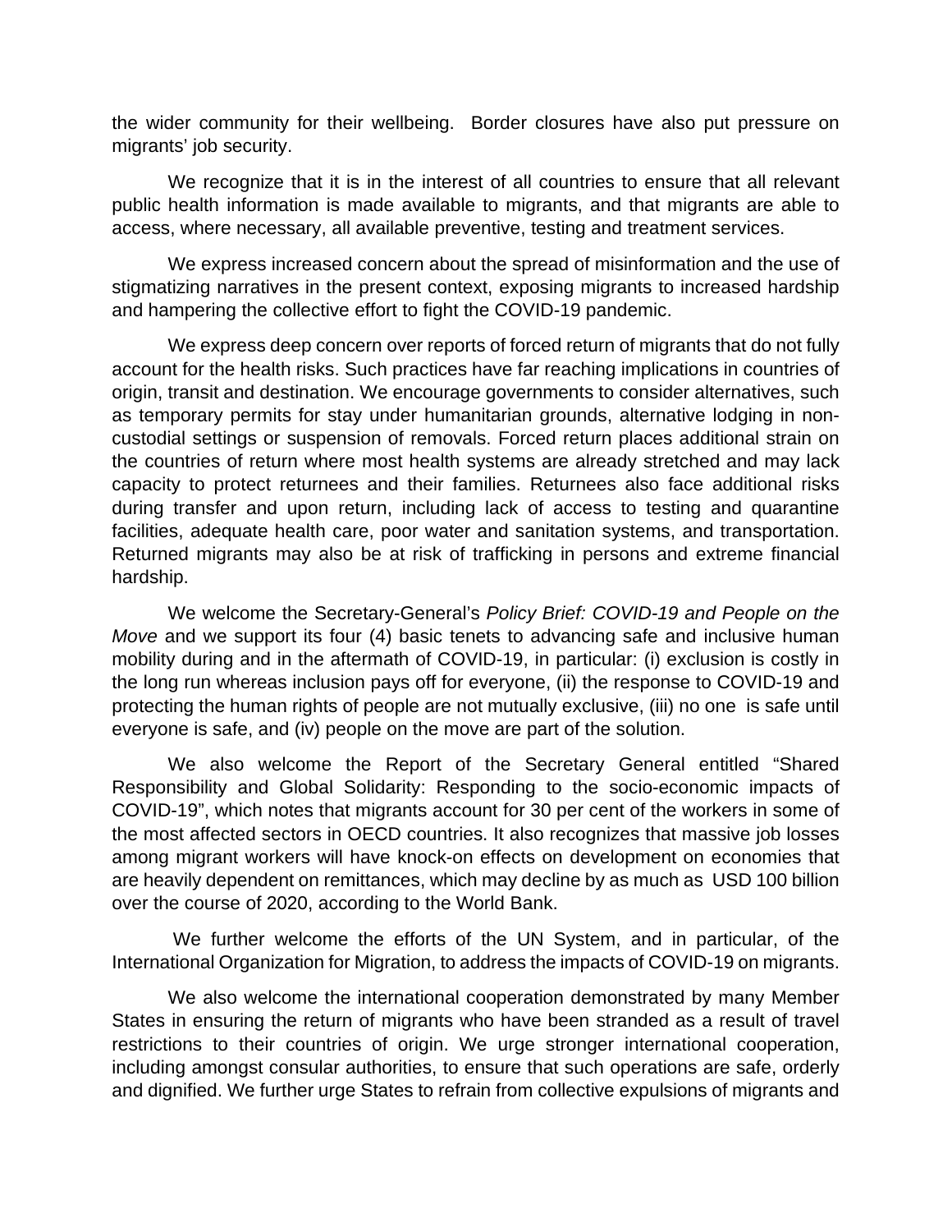the wider community for their wellbeing. Border closures have also put pressure on migrants' job security.

We recognize that it is in the interest of all countries to ensure that all relevant public health information is made available to migrants, and that migrants are able to access, where necessary, all available preventive, testing and treatment services.

We express increased concern about the spread of misinformation and the use of stigmatizing narratives in the present context, exposing migrants to increased hardship and hampering the collective effort to fight the COVID-19 pandemic.

We express deep concern over reports of forced return of migrants that do not fully account for the health risks. Such practices have far reaching implications in countries of origin, transit and destination. We encourage governments to consider alternatives, such as temporary permits for stay under humanitarian grounds, alternative lodging in non-custodial settings or suspension of removals. Forced return places additional strain on the countries of return where most health systems are already stretched and may lack capacity to protect returnees and their families. Returnees also face additional risks during transfer and upon return, including lack of access to testing and quarantine facilities, adequate health care, poor water and sanitation systems, and transportation. Returned migrants may also be at risk of trafficking in persons and extreme financial hardship.

We welcome the Secretary-General's *Policy Brief: COVID-19 and People on the Move* and we support its four (4) basic tenets to advancing safe and inclusive human mobility during and in the aftermath of COVID-19, in particular: (i) exclusion is costly in the long run whereas inclusion pays off for everyone, (ii) the response to COVID-19 and protecting the human rights of people are not mutually exclusive, (iii) no one is safe until everyone is safe, and (iv) people on the move are part of the solution.

We also welcome the Report of the Secretary General entitled "Shared Responsibility and Global Solidarity: Responding to the socio-economic impacts of COVID-19", which notes that migrants account for 30 per cent of the workers in some of the most affected sectors in OECD countries. It also recognizes that massive job losses among migrant workers will have knock-on effects on development on economies that are heavily dependent on remittances, which may decline by as much as USD 100 billion over the course of 2020, according to the World Bank.

We further welcome the efforts of the UN System, and in particular, of the International Organization for Migration, to address the impacts of COVID-19 on migrants.

We also welcome the international cooperation demonstrated by many Member States in ensuring the return of migrants who have been stranded as a result of travel restrictions to their countries of origin. We urge stronger international cooperation, including amongst consular authorities, to ensure that such operations are safe, orderly and dignified. We further urge States to refrain from collective expulsions of migrants and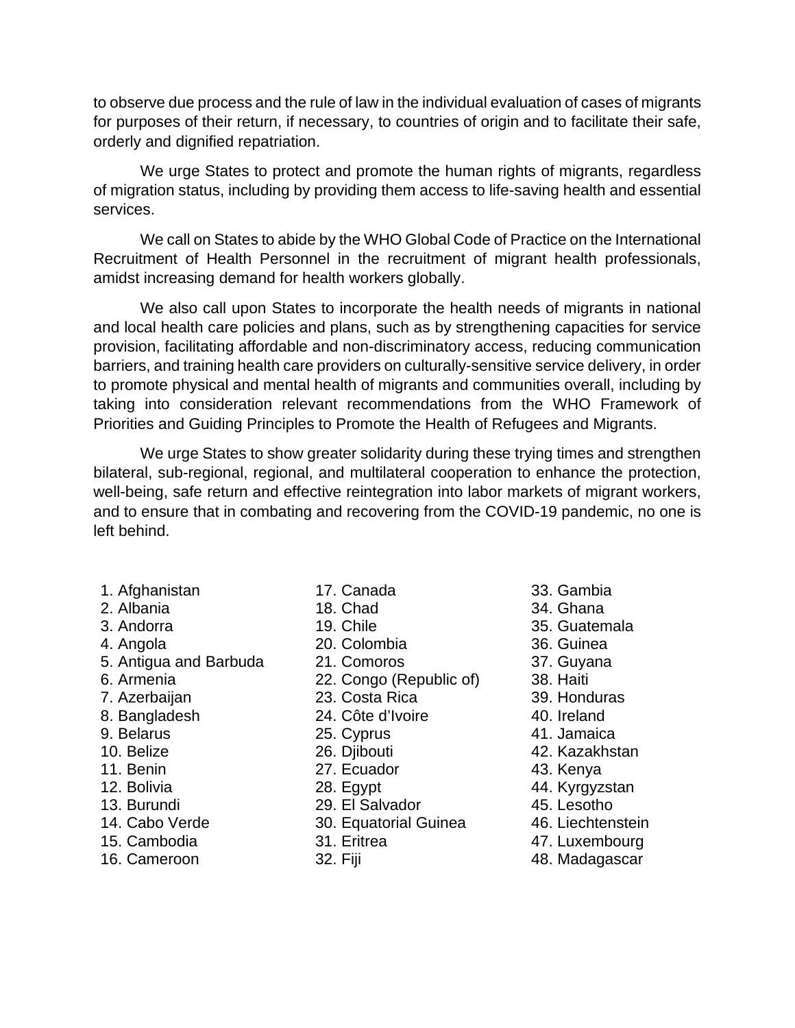to observe due process and the rule of law in the individual evaluation of cases of migrants for purposes of their return, if necessary, to countries of origin and to facilitate their safe, orderly and dignified repatriation.

We urge States to protect and promote the human rights of migrants, regardless of migration status, including by providing them access to life-saving health and essential services.

We call on States to abide by the WHO Global Code of Practice on the International Recruitment of Health Personnel in the recruitment of migrant health professionals, amidst increasing demand for health workers globally.

We also call upon States to incorporate the health needs of migrants in national and local health care policies and plans, such as by strengthening capacities for service provision, facilitating affordable and non-discriminatory access, reducing communication barriers, and training health care providers on culturally-sensitive service delivery, in order to promote physical and mental health of migrants and communities overall, including by taking into consideration relevant recommendations from the WHO Framework of Priorities and Guiding Principles to Promote the Health of Refugees and Migrants.

We urge States to show greater solidarity during these trying times and strengthen bilateral, sub-regional, regional, and multilateral cooperation to enhance the protection, well-being, safe return and effective reintegration into labor markets of migrant workers, and to ensure that in combating and recovering from the COVID-19 pandemic, no one is left behind.

1. Afghanistan
2. Albania
3. Andorra
4. Angola
5. Antigua and Barbuda
6. Armenia
7. Azerbaijan
8. Bangladesh
9. Belarus
10. Belize
11. Benin
12. Bolivia
13. Burundi
14. Cabo Verde
15. Cambodia
16. Cameroon
17. Canada
18. Chad
19. Chile
20. Colombia
21. Comoros
22. Congo (Republic of)
23. Costa Rica
24. Côte d'Ivoire
25. Cyprus
26. Djibouti
27. Ecuador
28. Egypt
29. El Salvador
30. Equatorial Guinea
31. Eritrea
32. Fiji
33. Gambia
34. Ghana
35. Guatemala
36. Guinea
37. Guyana
38. Haiti
39. Honduras
40. Ireland
41. Jamaica
42. Kazakhstan
43. Kenya
44. Kyrgyzstan
45. Lesotho
46. Liechtenstein
47. Luxembourg
48. Madagascar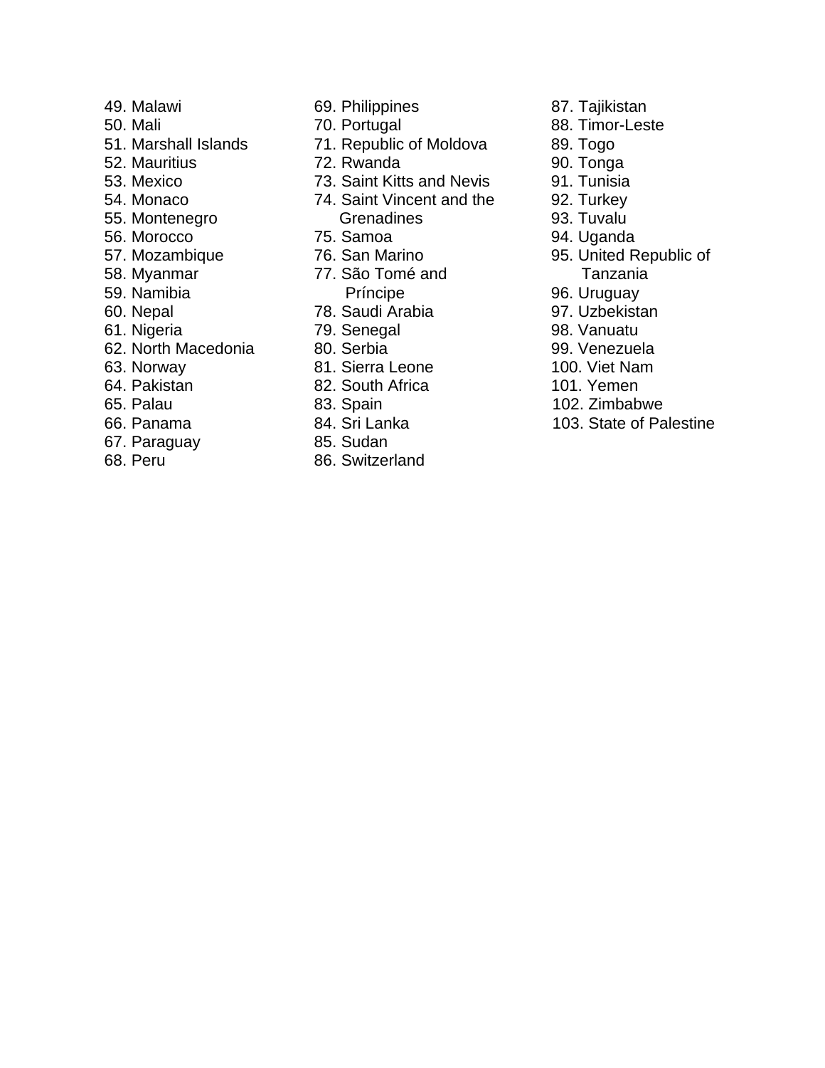49. Malawi
50. Mali
51. Marshall Islands
52. Mauritius
53. Mexico
54. Monaco
55. Montenegro
56. Morocco
57. Mozambique
58. Myanmar
59. Namibia
60. Nepal
61. Nigeria
62. North Macedonia
63. Norway
64. Pakistan
65. Palau
66. Panama
67. Paraguay
68. Peru
69. Philippines
70. Portugal
71. Republic of Moldova
72. Rwanda
73. Saint Kitts and Nevis
74. Saint Vincent and the Grenadines
75. Samoa
76. San Marino
77. São Tomé and Príncipe
78. Saudi Arabia
79. Senegal
80. Serbia
81. Sierra Leone
82. South Africa
83. Spain
84. Sri Lanka
85. Sudan
86. Switzerland
87. Tajikistan
88. Timor-Leste
89. Togo
90. Tonga
91. Tunisia
92. Turkey
93. Tuvalu
94. Uganda
95. United Republic of Tanzania
96. Uruguay
97. Uzbekistan
98. Vanuatu
99. Venezuela
100. Viet Nam
101. Yemen
102. Zimbabwe
103. State of Palestine